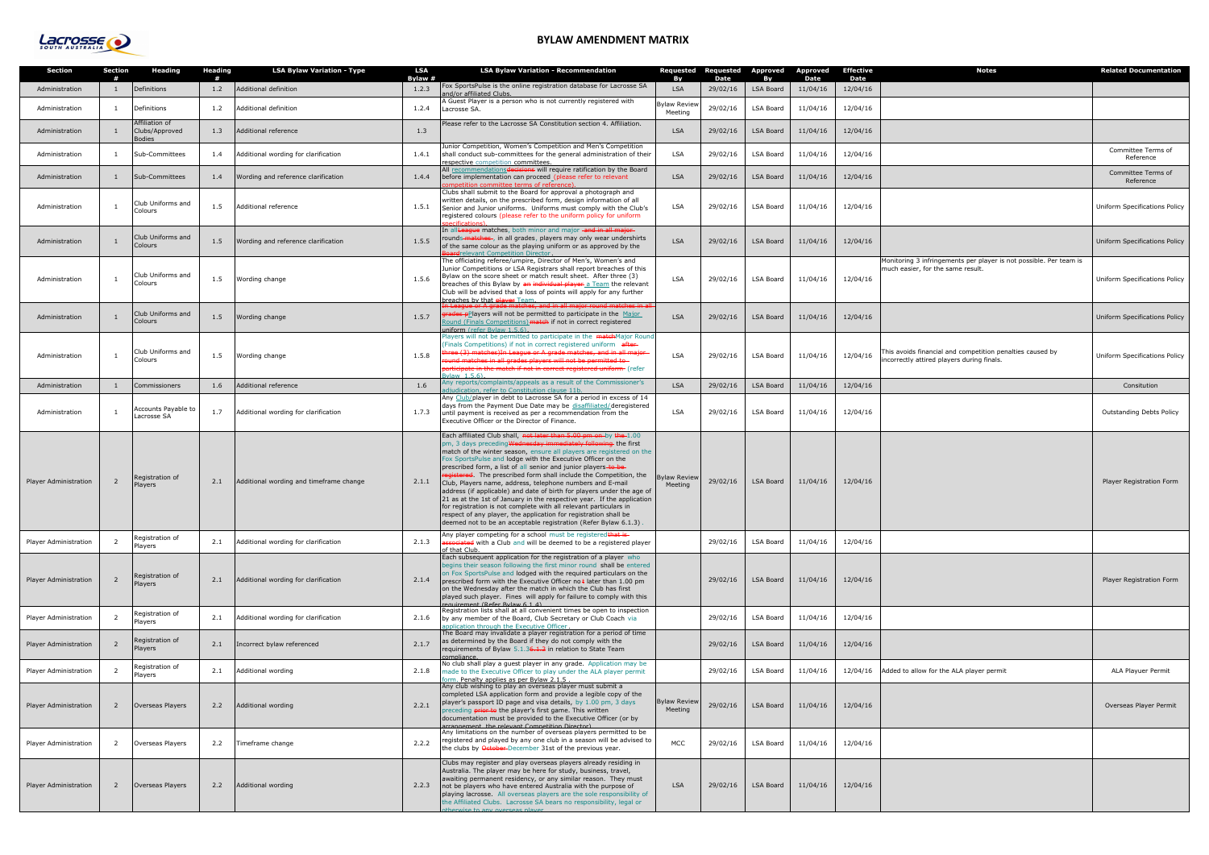# BYLAW AMENDMENT MATRIX

| Section | Section # | Heading | Heading # | LSA Bylaw Variation - Type | LSA Bylaw # | LSA Bylaw Variation - Recommendation | Requested By | Requested Date | Approved By | Approved Date | Effective Date | Notes | Related Documentation |
|---|---|---|---|---|---|---|---|---|---|---|---|---|---|
| Administration | 1 | Definitions | 1.2 | Additional definition | 1.2.3 | Fox SportsPulse is the online registration database for Lacrosse SA and/or affiliated Clubs. | LSA | 29/02/16 | LSA Board | 11/04/16 | 12/04/16 | | |
| Administration | 1 | Definitions | 1.2 | Additional definition | 1.2.4 | A Guest Player is a person who is not currently registered with Lacrosse SA. | Bylaw Review Meeting | 29/02/16 | LSA Board | 11/04/16 | 12/04/16 | | |
| Administration | 1 | Affiliation of Clubs/Approved Bodies | 1.3 | Additional reference | 1.3 | Please refer to the Lacrosse SA Constitution section 4. Affiliation. | LSA | 29/02/16 | LSA Board | 11/04/16 | 12/04/16 | | |
| Administration | 1 | Sub-Committees | 1.4 | Additional wording for clarification | 1.4.1 | Junior Competition, Women's Competition and Men's Competition shall conduct sub-committees for the general administration of their respective competition committees. | LSA | 29/02/16 | LSA Board | 11/04/16 | 12/04/16 | | Committee Terms of Reference |
| Administration | 1 | Sub-Committees | 1.4 | Wording and reference clarification | 1.4.4 | All ~~recommendations~~decisions will require ratification by the Board before implementation can proceed (please refer to relevant competition committee terms of reference). | LSA | 29/02/16 | LSA Board | 11/04/16 | 12/04/16 | | Committee Terms of Reference |
| Administration | 1 | Club Uniforms and Colours | 1.5 | Additional reference | 1.5.1 | Clubs shall submit to the Board for approval a photograph and written details, on the prescribed form, design information of all Senior and Junior uniforms. Uniforms must comply with the Club's registered colours (please refer to the uniform policy for uniform specifications). | LSA | 29/02/16 | LSA Board | 11/04/16 | 12/04/16 | | Uniform Specifications Policy |
| Administration | 1 | Club Uniforms and Colours | 1.5 | Wording and reference clarification | 1.5.5 | In all ~~League~~ matches, both minor and major ~~and in all major~~ rounds ~~matches~~, in all grades, players may only wear undershirts of the same colour as the playing uniform or as approved by the ~~Board~~relevant Competition Director. | LSA | 29/02/16 | LSA Board | 11/04/16 | 12/04/16 | | Uniform Specifications Policy |
| Administration | 1 | Club Uniforms and Colours | 1.5 | Wording change | 1.5.6 | The officiating referee/umpire, Director of Men's, Women's and Junior Competitions or LSA Registrars shall report breaches of this Bylaw on the score sheet or match result sheet. After three (3) breaches of this Bylaw by ~~an individual player~~ a Team the relevant Club will be advised that a loss of points will apply for any further breaches by that ~~player~~ Team. | LSA | 29/02/16 | LSA Board | 11/04/16 | 12/04/16 | Monitoring 3 infringements per player is not possible. Per team is much easier, for the same result. | Uniform Specifications Policy |
| Administration | 1 | Club Uniforms and Colours | 1.5 | Wording change | 1.5.7 | ~~In League or A grade matches, and in all major round matches in all grades, p~~Players will not be permitted to participate in the Major Round (Finals Competitions) ~~match~~ if not in correct registered uniform (refer Bylaw 1.5.6). | LSA | 29/02/16 | LSA Board | 11/04/16 | 12/04/16 | | Uniform Specifications Policy |
| Administration | 1 | Club Uniforms and Colours | 1.5 | Wording change | 1.5.8 | Players will not be permitted to participate in the ~~match~~Major Round (Finals Competitions) if not in correct registered uniform ~~after three (3) matches)In League or A grade matches, and in all major round matches in all grades players will not be permitted to participate in the match if not in correct registered uniform~~. (refer Bylaw 1.5.6). | LSA | 29/02/16 | LSA Board | 11/04/16 | 12/04/16 | This avoids financial and competition penalties caused by incorrectly attired players during finals. | Uniform Specifications Policy |
| Administration | 1 | Commissioners | 1.6 | Additional reference | 1.6 | Any reports/complaints/appeals as a result of the Commissioner's adjudication, refer to Constitution clause 11b. | LSA | 29/02/16 | LSA Board | 11/04/16 | 12/04/16 | | Consitution |
| Administration | 1 | Accounts Payable to Lacrosse SA | 1.7 | Additional wording for clarification | 1.7.3 | Any Club/player in debt to Lacrosse SA for a period in excess of 14 days from the Payment Due Date may be disaffiliated/deregistered until payment is received as per a recommendation from the Executive Officer or the Director of Finance. | LSA | 29/02/16 | LSA Board | 11/04/16 | 12/04/16 | | Outstanding Debts Policy |
| Player Administration | 2 | Registration of Players | 2.1 | Additional wording and timeframe change | 2.1.1 | Each affiliated Club shall, ~~not later than 5.00 pm on~~ by ~~the~~ 1.00 pm, 3 days preceding ~~Wednesday immediately following~~ the first match of the winter season, ensure all players are registered on the Fox SportsPulse and lodge with the Executive Officer on the prescribed form, a list of all senior and junior players ~~to be registered~~. The prescribed form shall include the Competition, the Club, Players name, address, telephone numbers and E-mail address (if applicable) and date of birth for players under the age of 21 as at the 1st of January in the respective year. If the application for registration is not complete with all relevant particulars in respect of any player, the application for registration shall be deemed not to be an acceptable registration (Refer Bylaw 6.1.3). | Bylaw Review Meeting | 29/02/16 | LSA Board | 11/04/16 | 12/04/16 | | Player Registration Form |
| Player Administration | 2 | Registration of Players | 2.1 | Additional wording for clarification | 2.1.3 | Any player competing for a school must be registered ~~that is associated~~ with a Club and will be deemed to be a registered player of that Club. | | 29/02/16 | LSA Board | 11/04/16 | 12/04/16 | | |
| Player Administration | 2 | Registration of Players | 2.1 | Additional wording for clarification | 2.1.4 | Each subsequent application for the registration of a player who begins their season following the first minor round shall be entered on Fox SportsPulse and lodged with the required particulars on the prescribed form with the Executive Officer no~~t~~ later than 1.00 pm on the Wednesday after the match in which the Club has first played such player. Fines will apply for failure to comply with this requirement (Refer Bylaw 6.1.4). | | 29/02/16 | LSA Board | 11/04/16 | 12/04/16 | | Player Registration Form |
| Player Administration | 2 | Registration of Players | 2.1 | Additional wording for clarification | 2.1.6 | Registration lists shall at all convenient times be open to inspection by any member of the Board, Club Secretary or Club Coach via application through the Executive Officer. | | 29/02/16 | LSA Board | 11/04/16 | 12/04/16 | | |
| Player Administration | 2 | Registration of Players | 2.1 | Incorrect bylaw referenced | 2.1.7 | The Board may invalidate a player registration for a period of time as determined by the Board if they do not comply with the requirements of Bylaw 5.1.3~~6.1.2~~ in relation to State Team compliance. | | 29/02/16 | LSA Board | 11/04/16 | 12/04/16 | | |
| Player Administration | 2 | Registration of Players | 2.1 | Additional wording | 2.1.8 | No club shall play a guest player in any grade. Application may be made to the Executive Officer to play under the ALA player permit form. Penalty applies as per Bylaw 2.1.5 . | | 29/02/16 | LSA Board | 11/04/16 | 12/04/16 | Added to allow for the ALA player permit | ALA Playuer Permit |
| Player Administration | 2 | Overseas Players | 2.2 | Additional wording | 2.2.1 | Any club wishing to play an overseas player must submit a completed LSA application form and provide a legible copy of the player's passport ID page and visa details, by 1.00 pm, 3 days preceding ~~prior to~~ the player's first game. This written documentation must be provided to the Executive Officer (or by arrangement, the relevant Competition Director). | Bylaw Review Meeting | 29/02/16 | LSA Board | 11/04/16 | 12/04/16 | | Overseas Player Permit |
| Player Administration | 2 | Overseas Players | 2.2 | Timeframe change | 2.2.2 | Any limitations on the number of overseas players permitted to be registered and played by any one club in a season will be advised to the clubs by ~~October~~ December 31st of the previous year. | MCC | 29/02/16 | LSA Board | 11/04/16 | 12/04/16 | | |
| Player Administration | 2 | Overseas Players | 2.2 | Additional wording | 2.2.3 | Clubs may register and play overseas players already residing in Australia. The player may be here for study, business, travel, awaiting permanent residency, or any similar reason. They must not be players who have entered Australia with the purpose of playing lacrosse. All overseas players are the sole responsibility of the Affiliated Clubs. Lacrosse SA bears no responsibility, legal or otherwise to any overseas player. | LSA | 29/02/16 | LSA Board | 11/04/16 | 12/04/16 | | |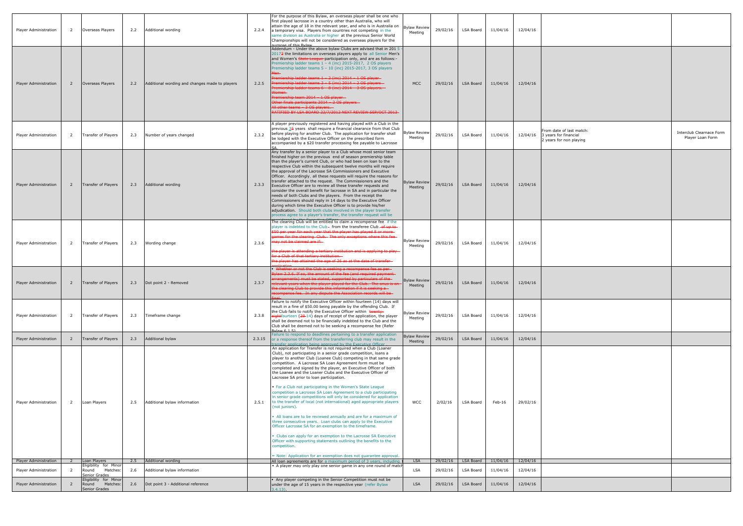| Player Administration | 2 | Overseas Players | 2.2 | Additional wording | 2.2.4 | For the purpose of this Bylaw, an overseas player shall be one who first played lacrosse in a country other than Australia, who will attain the age of 18 in the relevant year, and who is in Australia on a temporary visa. Players from countries not competing in the same division as Australia or higher at the previous Senior World Championships will not be considered as overseas players for the purpose of this Bylaw. | Bylaw Review Meeting | 29/02/16 | LSA Board | 11/04/16 | 12/04/16 | | |
|---|---|---|---|---|---|---|---|---|---|---|---|---|---|
| Player Administration | 2 | Overseas Players | 2.2 | Additional wording and changes made to players | 2.2.5 | Addendum - Under the above bylaw Clubs are advised that in 201 5 - 20173 the limitations on overseas players apply to all Senior Men's and Women's ~~State League~~ participation only, and are as follows:- Premiership ladder teams 1 – 4 (inc) 2015-2017, 2 OS players Premiership ladder teams 5 – 10 (inc) 2015-2017, 3 OS players ~~Men~~ ~~Premiership ladder teams 1 – 2 (inc) 2014 – 1 OS player~~ ~~Premiership ladder teams 3 – 5 (inc) 2014 – 2 OS players~~ ~~Premiership ladder teams 6 – 8 (inc) 2014 – 3 OS players~~ ~~Women~~ ~~Premiership team 2014 – 1 OS player~~ ~~Other finals participants 2014 – 2 OS players~~ ~~All other teams – 3 OS players.~~ ~~RATIFIED BY LSA BOARD 22/7/2013 NEXT REVIEW SEP/OCT 2013~~ | MCC | 29/02/16 | LSA Board | 11/04/16 | 12/04/16 | | |
| Player Administration | 2 | Transfer of Players | 2.3 | Number of years changed | 2.3.2 | A player previously registered and having played with a Club in the previous 35 years shall require a financial clearance from that Club before playing for another Club. The application for transfer shall be lodged with the Executive Officer on the prescribed form accompanied by a $20 transfer processing fee payable to Lacrosse SA. | Bylaw Review Meeting | 29/02/16 | LSA Board | 11/04/16 | 12/04/16 | From date of last match: 3 years for financial 2 years for non playing | Interclub Clearnace Form Player Loan Form |
| Player Administration | 2 | Transfer of Players | 2.3 | Additional wording | 2.3.3 | Any transfer by a senior player to a Club whose most senior team finished higher on the previous end of season premiership table than the player's current Club, or who had been on loan to the respective Club within the subsequent twelve months will require the approval of the Lacrosse SA Commissioners and Executive Officer. Accordingly, all these requests will require the reasons for transfer attached to the request. The Commissioners and the Executive Officer are to review all these transfer requests and consider the overall benefit for lacrosse in SA and in particular the needs of both Clubs and the players. From the receipt the Commissioners should reply in 14 days to the Executive Officer during which time the Executive Officer is to provide his/her adjudication. Should both clubs involved in the player transfer process agree to a player's transfer, the transfer request will be | Bylaw Review Meeting | 29/02/16 | LSA Board | 11/04/16 | 12/04/16 | | |
| Player Administration | 2 | Transfer of Players | 2.3 | Wording change | 2.3.6 | The clearing Club will be entitled to claim a recompense fee if the player is indebted to the Club. from the transferee Club ~~of up to $50 per year for each year that the player has played 8 or more games for the clearing Club. The only exceptions where this fee may not be claimed are if:~~ ~~the player is attending a tertiary institution and is applying to play for a Club of that tertiary institution.~~ ~~the player has attained the age of 26 as at the date of transfer application~~ | Bylaw Review Meeting | 29/02/16 | LSA Board | 11/04/16 | 12/04/16 | | |
| Player Administration | 2 | Transfer of Players | 2.3 | Dot point 2 - Removed | 2.3.7 | ~~• Whether or not the Club is seeking a recompense fee as per Bylaw 2.3.6. If so, the amount of the fee (and required payment arrangements) must be stated, supported by particulars of the relevant years when the player played for the Club. The onus is on the clearing Club to provide this information if it is seeking a recompense fee. In any dispute the Association records will be final.~~ | Bylaw Review Meeting | 29/02/16 | LSA Board | 11/04/16 | 12/04/16 | | |
| Player Administration | 2 | Transfer of Players | 2.3 | Timeframe change | 2.3.8 | Failure to notify the Executive Officer within fourteen (14) days will result in a fine of $50.00 being payable by the offending Club. If the Club fails to notify the Executive Officer within ~~twenty-eight~~fourteen (~~28~~ 14) days of receipt of the application, the player shall be deemed not to be financially indebted to the Club and the Club shall be deemed not to be seeking a recompense fee (Refer Bylaw 6.1.5) | Bylaw Review Meeting | 29/02/16 | LSA Board | 11/04/16 | 12/04/16 | | |
| Player Administration | 2 | Transfer of Players | 2.3 | Additional bylaw | 2.3.15 | Failure to respond to deadlines pertaining to a transfer application or a response thereof from the transferring club may result in the transfer application being approved by the Executive Officer . | Bylaw Review Meeting | 29/02/16 | LSA Board | 11/04/16 | 12/04/16 | | |
| Player Administration | 2 | Loan Players | 2.5 | Additional bylaw information | 2.5.1 | An application for Transfer is not required when a Club (Loaner Club), not participating in a senior grade competition, loans a player to another Club (Loanee Club) competing in that same grade competition. A Lacrosse SA Loan Agreement form must be completed and signed by the player, an Executive Officer of both the Loanee and the Loaner Clubs and the Executive Officer of Lacrosse SA prior to loan participation. • For a Club not participating in the Women's State League competition a Lacrosse SA Loan Agreement to a club participating in senior grade competitions will only be considered for application to the transfer of local (not international) aged appropriate players (not juniors). • All loans are to be reviewed annually and are for a maximum of three consecutive years. Loan clubs can apply to the Executive Officer Lacrosse SA for an exemption to the timeframe. • Clubs can apply for an exemption to the Lacrosse SA Executive Officer with supporting statements outlining the benefits to the competition. • Note: Application for an exemption does not guarantee approval. | WCC | 2/02/16 | LSA Board | Feb-16 | 29/02/16 | | |
| Player Administration | 2 | Loan Players | 2.5 | Additional wording | | All loan agreements are for a maximum period of 3 years, including | LSA | 29/02/16 | LSA Board | 11/04/16 | 12/04/16 | | |
| Player Administration | 2 | Eligibility for Minor Round Matches: Senior Grades | 2.6 | Additional bylaw information | | • A player may only play one senior game in any one round of match | LSA | 29/02/16 | LSA Board | 11/04/16 | 12/04/16 | | |
| Player Administration | 2 | Eligibility for Minor Round Matches: Senior Grades | 2.6 | Dot point 3 - Additional reference | | • Any player competing in the Senior Competition must not be under the age of 15 years in the respective year (refer Bylaw 3.4.13). | LSA | 29/02/16 | LSA Board | 11/04/16 | 12/04/16 | | |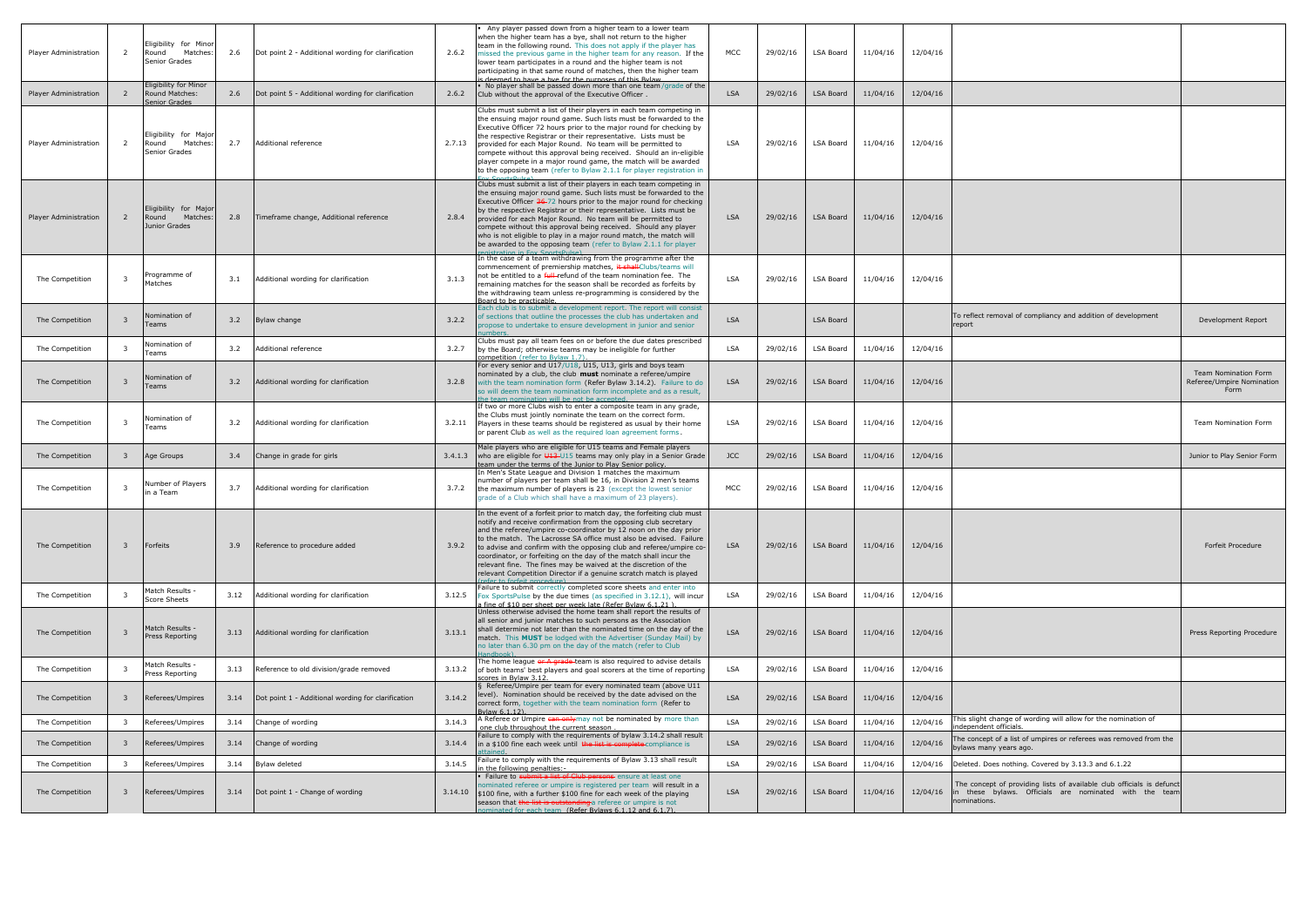| Player Administration | 2 | Eligibility for Minor Round Matches: Senior Grades | 2.6 | Dot point 2 - Additional wording for clarification | 2.6.2 | • Any player passed down from a higher team to a lower team when the higher team has a bye, shall not return to the higher team in the following round. This does not apply if the player has missed the previous game in the higher team for any reason. If the lower team participates in a round and the higher team is not participating in that same round of matches, then the higher team is deemed to have a bye for the purposes of this Bylaw. | MCC | 29/02/16 | LSA Board | 11/04/16 | 12/04/16 | | |
|---|---|---|---|---|---|---|---|---|---|---|---|---|---|
| Player Administration | 2 | Eligibility for Minor Round Matches: Senior Grades | 2.6 | Dot point 5 - Additional wording for clarification | 2.6.2 | • No player shall be passed down more than one team/grade of the Club without the approval of the Executive Officer . | LSA | 29/02/16 | LSA Board | 11/04/16 | 12/04/16 | | |
| Player Administration | 2 | Eligibility for Major Round Matches: Senior Grades | 2.7 | Additional reference | 2.7.13 | Clubs must submit a list of their players in each team competing in the ensuing major round game. Such lists must be forwarded to the Executive Officer 72 hours prior to the major round for checking by the respective Registrar or their representative. Lists must be provided for each Major Round. No team will be permitted to compete without this approval being received. Should an in-eligible player compete in a major round game, the match will be awarded to the opposing team (refer to Bylaw 2.1.1 for player registration in Fox SportsPulse). | LSA | 29/02/16 | LSA Board | 11/04/16 | 12/04/16 | | |
| Player Administration | 2 | Eligibility for Major Round Matches: Junior Grades | 2.8 | Timeframe change, Additional reference | 2.8.4 | Clubs must submit a list of their players in each team competing in the ensuing major round game. Such lists must be forwarded to the Executive Officer ~~36~~ 72 hours prior to the major round for checking by the respective Registrar or their representative. Lists must be provided for each Major Round. No team will be permitted to compete without this approval being received. Should any player who is not eligible to play in a major round match, the match will be awarded to the opposing team (refer to Bylaw 2.1.1 for player registration in Fox SportsPulse). | LSA | 29/02/16 | LSA Board | 11/04/16 | 12/04/16 | | |
| The Competition | 3 | Programme of Matches | 3.1 | Additional wording for clarification | 3.1.3 | In the case of a team withdrawing from the programme after the commencement of premiership matches, ~~it shall~~ Clubs/teams will not be entitled to a ~~full~~ refund of the team nomination fee. The remaining matches for the season shall be recorded as forfeits by the withdrawing team unless re-programming is considered by the Board to be practicable. | LSA | 29/02/16 | LSA Board | 11/04/16 | 12/04/16 | | |
| The Competition | 3 | Nomination of Teams | 3.2 | Bylaw change | 3.2.2 | Each club is to submit a development report. The report will consist of sections that outline the processes the club has undertaken and propose to undertake to ensure development in junior and senior numbers. | LSA | | LSA Board | | | To reflect removal of compliancy and addition of development report | Development Report |
| The Competition | 3 | Nomination of Teams | 3.2 | Additional reference | 3.2.7 | Clubs must pay all team fees on or before the due dates prescribed by the Board; otherwise teams may be ineligible for further competition (refer to Bylaw 1.7). | LSA | 29/02/16 | LSA Board | 11/04/16 | 12/04/16 | | |
| The Competition | 3 | Nomination of Teams | 3.2 | Additional wording for clarification | 3.2.8 | For every senior and U17/U18, U15, U13, girls and boys team nominated by a club, the club **must** nominate a referee/umpire with the team nomination form (Refer Bylaw 3.14.2). Failure to do so will deem the team nomination form incomplete and as a result, the team nomination will be not be accepted. | LSA | 29/02/16 | LSA Board | 11/04/16 | 12/04/16 | | Team Nomination Form Referee/Umpire Nomination Form |
| The Competition | 3 | Nomination of Teams | 3.2 | Additional wording for clarification | 3.2.11 | If two or more Clubs wish to enter a composite team in any grade, the Clubs must jointly nominate the team on the correct form. Players in these teams should be registered as usual by their home or parent Club as well as the required loan agreement forms. | LSA | 29/02/16 | LSA Board | 11/04/16 | 12/04/16 | | Team Nomination Form |
| The Competition | 3 | Age Groups | 3.4 | Change in grade for girls | 3.4.1.3 | Male players who are eligible for U15 teams and Female players who are eligible for ~~U13~~ U15 teams may only play in a Senior Grade team under the terms of the Junior to Play Senior policy. | JCC | 29/02/16 | LSA Board | 11/04/16 | 12/04/16 | | Junior to Play Senior Form |
| The Competition | 3 | Number of Players in a Team | 3.7 | Additional wording for clarification | 3.7.2 | In Men's State League and Division 1 matches the maximum number of players per team shall be 16, in Division 2 men's teams the maximum number of players is 23 (except the lowest senior grade of a Club which shall have a maximum of 23 players). | MCC | 29/02/16 | LSA Board | 11/04/16 | 12/04/16 | | |
| The Competition | 3 | Forfeits | 3.9 | Reference to procedure added | 3.9.2 | In the event of a forfeit prior to match day, the forfeiting club must notify and receive confirmation from the opposing club secretary and the referee/umpire co-coordinator by 12 noon on the day prior to the match. The Lacrosse SA office must also be advised. Failure to advise and confirm with the opposing club and referee/umpire co-coordinator, or forfeiting on the day of the match shall incur the relevant fine. The fines may be waived at the discretion of the relevant Competition Director if a genuine scratch match is played (refer to forfeit procedure). | LSA | 29/02/16 | LSA Board | 11/04/16 | 12/04/16 | | Forfeit Procedure |
| The Competition | 3 | Match Results - Score Sheets | 3.12 | Additional wording for clarification | 3.12.5 | Failure to submit correctly completed score sheets and enter into Fox SportsPulse by the due times (as specified in 3.12.1), will incur a fine of $10 per sheet per week late (Refer Bylaw 6.1.21 ). | LSA | 29/02/16 | LSA Board | 11/04/16 | 12/04/16 | | |
| The Competition | 3 | Match Results - Press Reporting | 3.13 | Additional wording for clarification | 3.13.1 | Unless otherwise advised the home team shall report the results of all senior and junior matches to such persons as the Association shall determine not later than the nominated time on the day of the match. This **MUST** be lodged with the Advertiser (Sunday Mail) by no later than 6.30 pm on the day of the match (refer to Club Handbook). | LSA | 29/02/16 | LSA Board | 11/04/16 | 12/04/16 | | Press Reporting Procedure |
| The Competition | 3 | Match Results - Press Reporting | 3.13 | Reference to old division/grade removed | 3.13.2 | The home league ~~or A grade~~ team is also required to advise details of both teams' best players and goal scorers at the time of reporting scores in Bylaw 3.12. | LSA | 29/02/16 | LSA Board | 11/04/16 | 12/04/16 | | |
| The Competition | 3 | Referees/Umpires | 3.14 | Dot point 1 - Additional wording for clarification | 3.14.2 | § Referee/Umpire per team for every nominated team (above U11 level). Nomination should be received by the date advised on the correct form, together with the team nomination form (Refer to Bylaw 6.1.12). | LSA | 29/02/16 | LSA Board | 11/04/16 | 12/04/16 | | |
| The Competition | 3 | Referees/Umpires | 3.14 | Change of wording | 3.14.3 | A Referee or Umpire ~~can only~~ may not be nominated by more than one club throughout the current season . | LSA | 29/02/16 | LSA Board | 11/04/16 | 12/04/16 | This slight change of wording will allow for the nomination of independent officials. | |
| The Competition | 3 | Referees/Umpires | 3.14 | Change of wording | 3.14.4 | Failure to comply with the requirements of bylaw 3.14.2 shall result in a $100 fine each week until ~~the list is complete~~ compliance is attained. | LSA | 29/02/16 | LSA Board | 11/04/16 | 12/04/16 | The concept of a list of umpires or referees was removed from the bylaws many years ago. | |
| The Competition | 3 | Referees/Umpires | 3.14 | Bylaw deleted | 3.14.5 | Failure to comply with the requirements of Bylaw 3.13 shall result in the following penalties:- | LSA | 29/02/16 | LSA Board | 11/04/16 | 12/04/16 | Deleted. Does nothing. Covered by 3.13.3 and 6.1.22 | |
| The Competition | 3 | Referees/Umpires | 3.14 | Dot point 1 - Change of wording | 3.14.10 | • Failure to ~~submit a list of Club persons~~ ensure at least one nominated referee or umpire is registered per team will result in a $100 fine, with a further $100 fine for each week of the playing season that ~~the list is outstanding~~ a referee or umpire is not nominated for each team (Refer Bylaws 6.1.12 and 6.1.7). | LSA | 29/02/16 | LSA Board | 11/04/16 | 12/04/16 | The concept of providing lists of available club officials is defunct in these bylaws. Officials are nominated with the team nominations. | |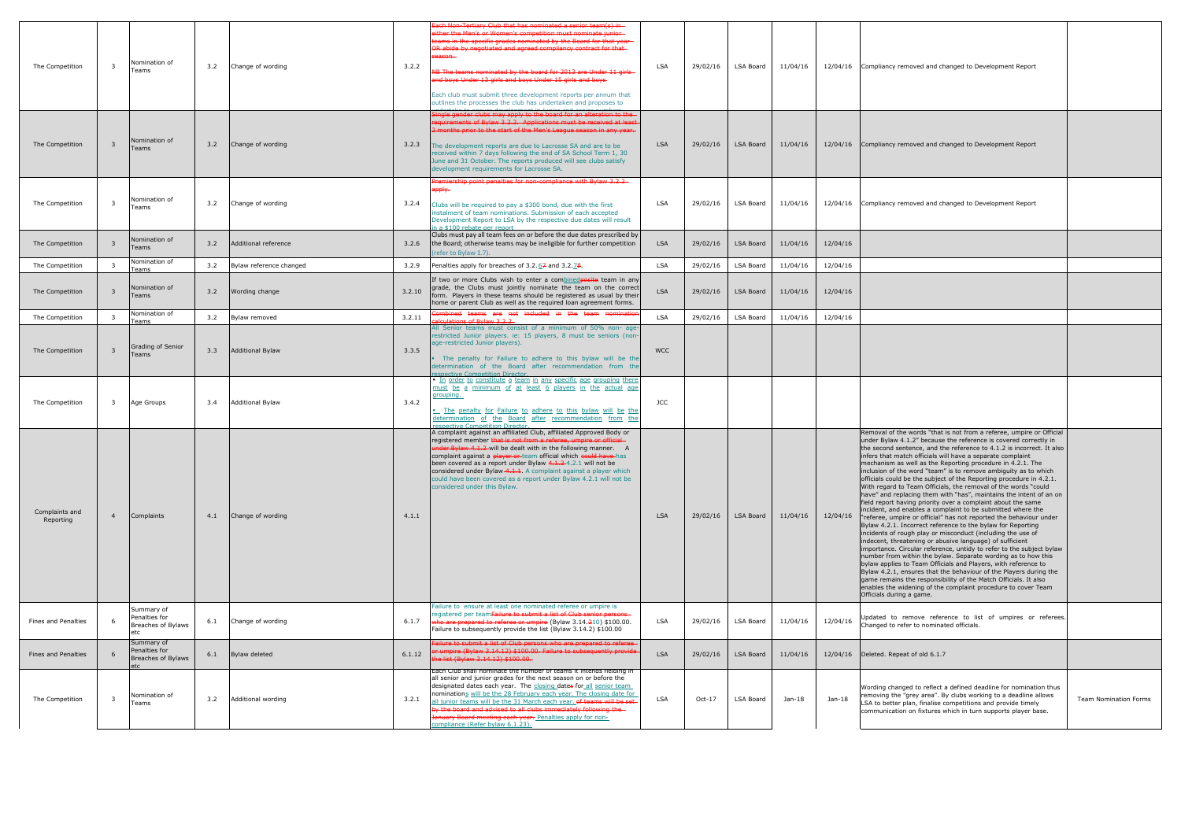| | | | | | | | | | | | | |
|---|---|---|---|---|---|---|---|---|---|---|---|---|
| The Competition | 3 | Nomination of Teams | 3.2 | Change of wording | 3.2.2 | Each Non-Tertiary Club that has nominated a senior team(s) in either the Men's or Women's competition must nominate junior teams in the specific grades nominated by the Board for that year OR abide by negotiated and agreed compliancy contract for that season. NB The teams nominated by the board for 2013 are Under 11 girls and boys Under 13 girls and boys Under 15 girls and boys. Each club must submit three development reports per annum that outlines the processes the club has undertaken and proposes to undertake to secure development in junior and senior numbers. | LSA | 29/02/16 | LSA Board | 11/04/16 | 12/04/16 | Compliancy removed and changed to Development Report | |
| The Competition | 3 | Nomination of Teams | 3.2 | Change of wording | 3.2.3 | Single gender clubs may apply to the board for an alteration to the requirements of Bylaw 3.2.2. Applications must be received at least 2 months prior to the start of the Men's League season in any year. The development reports are due to Lacrosse SA and are to be received within 7 days following the end of SA School Term 1, 30 June and 31 October. The reports produced will see clubs satisfy development requirements for Lacrosse SA. | LSA | 29/02/16 | LSA Board | 11/04/16 | 12/04/16 | Compliancy removed and changed to Development Report | |
| The Competition | 3 | Nomination of Teams | 3.2 | Change of wording | 3.2.4 | Premiership point penalties for non-compliance with Bylaw 3.2.2 apply. Clubs will be required to pay a $300 bond, due with the first instalment of team nominations. Submission of each accepted Development Report to LSA by the respective due dates will result in a $100 rebate per report. | LSA | 29/02/16 | LSA Board | 11/04/16 | 12/04/16 | Compliancy removed and changed to Development Report | |
| The Competition | 3 | Nomination of Teams | 3.2 | Additional reference | 3.2.6 | Clubs must pay all team fees on or before the due dates prescribed by the Board; otherwise teams may be ineligible for further competition (refer to Bylaw 1.7). | LSA | 29/02/16 | LSA Board | 11/04/16 | 12/04/16 | | |
| The Competition | 3 | Nomination of Teams | 3.2 | Bylaw reference changed | 3.2.9 | Penalties apply for breaches of 3.2.67 and 3.2.78. | LSA | 29/02/16 | LSA Board | 11/04/16 | 12/04/16 | | |
| The Competition | 3 | Nomination of Teams | 3.2 | Wording change | 3.2.10 | If two or more Clubs wish to enter a combinedposite team in any grade, the Clubs must jointly nominate the team on the correct form. Players in these teams should be registered as usual by their home or parent Club as well as the required loan agreement forms. | LSA | 29/02/16 | LSA Board | 11/04/16 | 12/04/16 | | |
| The Competition | 3 | Nomination of Teams | 3.2 | Bylaw removed | 3.2.11 | Combined teams are not included in the team nomination calculations of Bylaw 3.2.2. | LSA | 29/02/16 | LSA Board | 11/04/16 | 12/04/16 | | |
| The Competition | 3 | Grading of Senior Teams | 3.3 | Additional Bylaw | 3.3.5 | All Senior teams must consist of a minimum of 50% non- age-restricted Junior players. ie: 15 players, 8 must be seniors (non-age-restricted Junior players). • The penalty for Failure to adhere to this bylaw will be the determination of the Board after recommendation from the respective Competition Director. | WCC | | | | | | |
| The Competition | 3 | Age Groups | 3.4 | Additional Bylaw | 3.4.2 | • In order to constitute a team in any specific age grouping there must be a minimum of at least 6 players in the actual age grouping. • The penalty for Failure to adhere to this bylaw will be the determination of the Board after recommendation from the respective Competition Director. | JCC | | | | | | |
| Complaints and Reporting | 4 | Complaints | 4.1 | Change of wording | 4.1.1 | A complaint against an affiliated Club, affiliated Approved Body or registered member that is not from a referee, umpire or official under Bylaw 4.1.2 will be dealt with in the following manner. A complaint against a player or team official which could have has been covered as a report under Bylaw 4.1.2 4.2.1 will not be considered under Bylaw 4.1.1. A complaint against a player which could have been covered as a report under Bylaw 4.2.1 will not be considered under this Bylaw. | LSA | 29/02/16 | LSA Board | 11/04/16 | 12/04/16 | Removal of the words "that is not from a referee, umpire or Official under Bylaw 4.1.2" because the reference is covered correctly in the second sentence, and the reference to 4.1.2 is incorrect. It also infers that match officials will have a separate complaint mechanism as well as the Reporting procedure in 4.2.1. The inclusion of the word "team" is to remove ambiguity as to which officials could be the subject of the Reporting procedure in 4.2.1. With regard to Team Officials, the removal of the words "could have" and replacing them with "has", maintains the intent of an on field report having priority over a complaint about the same incident, and enables a complaint to be submitted where the "referee, umpire or official" has not reported the behaviour under Bylaw 4.2.1. Incorrect reference to the bylaw for Reporting incidents of rough play or misconduct (including the use of indecent, threatening or abusive language) of sufficient importance. Circular reference, untidy to refer to the subject bylaw number from within the bylaw. Separate wording as to how this bylaw applies to Team Officials and Players, with reference to Bylaw 4.2.1, ensures that the behaviour of the Players during the game remains the responsibility of the Match Officials. It also enables the widening of the complaint procedure to cover Team Officials during a game. | |
| Fines and Penalties | 6 | Summary of Penalties for Breaches of Bylaws etc | 6.1 | Change of wording | 6.1.7 | Failure to ensure at least one nominated referee or umpire is registered per teamFailure to submit a list of Club senior persons who are prepared to referee or umpire (Bylaw 3.14.310) $100.00. Failure to subsequently provide the list (Bylaw 3.14.2) $100.00 | LSA | 29/02/16 | LSA Board | 11/04/16 | 12/04/16 | Updated to remove reference to list of umpires or referees. Changed to refer to nominated officials. | |
| Fines and Penalties | 6 | Summary of Penalties for Breaches of Bylaws etc | 6.1 | Bylaw deleted | 6.1.12 | Failure to submit a list of Club persons who are prepared to referee or umpire (Bylaw 3.14.12) $100.00. Failure to subsequently provide the list (Bylaw 3.14.12) $100.00. | LSA | 29/02/16 | LSA Board | 11/04/16 | 12/04/16 | Deleted. Repeat of old 6.1.7 | |
| The Competition | 3 | Nomination of Teams | 3.2 | Additional wording | 3.2.1 | Each Club shall nominate the number of teams it intends fielding in all senior and junior grades for the next season on or before the designated dates each year. The closing dates for all senior team nominations will be the 28 February each year. The closing date for all junior teams will be the 31 March each year. of teams will be set by the board and advised to all clubs immediately following the January Board meeting each year. Penalties apply for non-compliance (Refer bylaw 6.1.23). | LSA | Oct-17 | LSA Board | Jan-18 | Jan-18 | Wording changed to reflect a defined deadline for nomination thus removing the "grey area". By clubs working to a deadline allows LSA to better plan, finalise competitions and provide timely communication on fixtures which in turn supports player base. | Team Nomination Forms |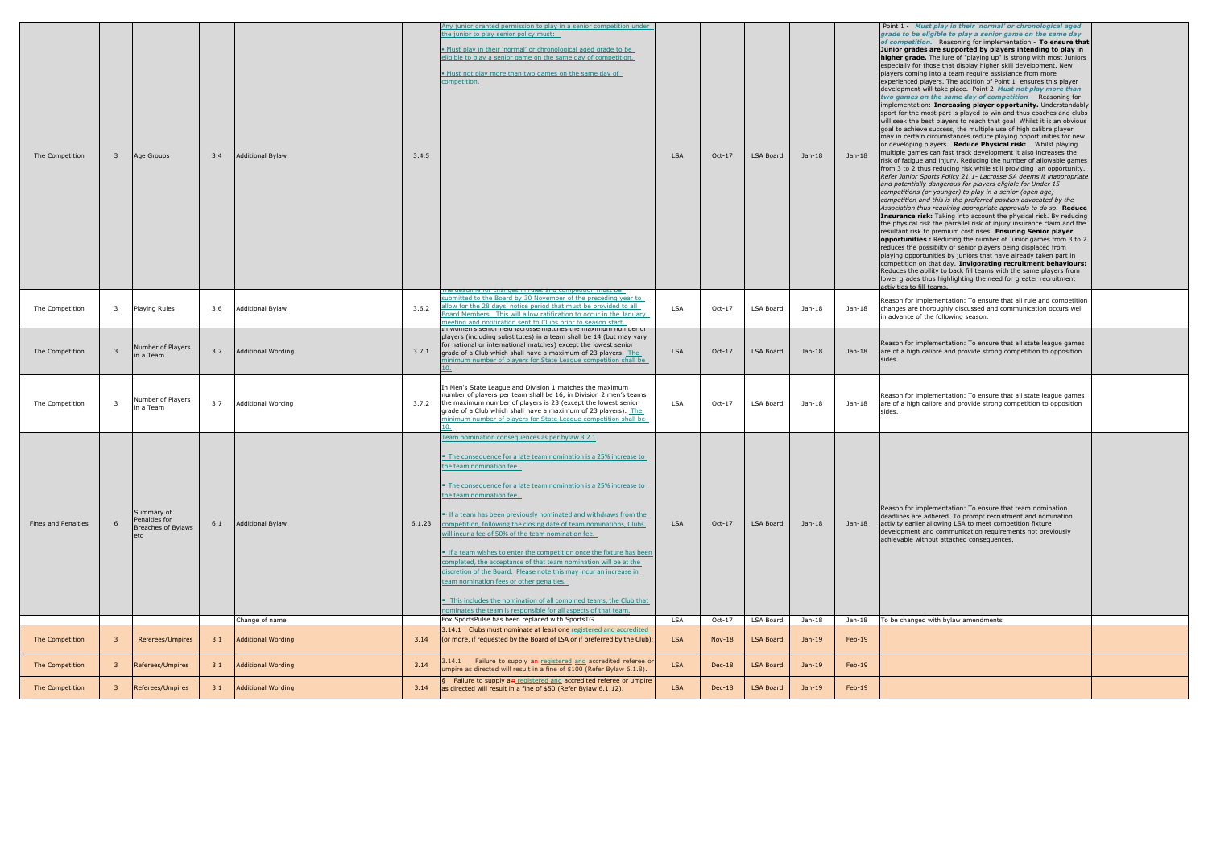| | | | | | | | | | | | | |
|---|---|---|---|---|---|---|---|---|---|---|---|---|
| The Competition | 3 | Age Groups | 3.4 | Additional Bylaw | 3.4.5 | Any junior granted permission to play in a senior competition under the junior to play senior policy must:<br>• Must play in their 'normal' or chronological aged grade to be eligible to play a senior game on the same day of competition.<br>• Must not play more than two games on the same day of competition. | LSA | Oct-17 | LSA Board | Jan-18 | Jan-18 | Point 1 - ***Must play in their 'normal' or chronological aged grade to be eligible to play a senior game on the same day of competition.*** Reasoning for implementation - **To ensure that Junior grades are supported by players intending to play in higher grade.** The lure of "playing up" is strong with most Juniors especially for those that display higher skill development. New players coming into a team require assistance from more experienced players. The addition of Point 1 ensures this player development will take place. Point 2 ***Must not play more than two games on the same day of competition*** - Reasoning for implementation: **Increasing player opportunity.** Understandably sport for the most part is played to win and thus coaches and clubs will seek the best players to reach that goal. Whilst it is an obvious goal to achieve success, the multiple use of high calibre player may in certain circumstances reduce playing opportunities for new or developing players. **Reduce Physical risk:** Whilst playing multiple games can fast track development it also increases the risk of fatigue and injury. Reducing the number of allowable games from 3 to 2 thus reducing risk while still providing an opportunity. *Refer Junior Sports Policy 21.1- Lacrosse SA deems it inappropriate and potentially dangerous for players eligible for Under 15 competitions (or younger) to play in a senior (open age) competition and this is the preferred position advocated by the Association thus requiring appropriate approvals to do so.* **Reduce Insurance risk:** Taking into account the physical risk. By reducing the physical risk the parrallel risk of injury insurance claim and the resultant risk to premium cost rises. **Ensuring Senior player opportunities :** Reducing the number of Junior games from 3 to 2 reduces the possibilty of senior players being displaced from playing opportunities by juniors that have already taken part in competition on that day. **Invigorating recruitment behaviours:** Reduces the ability to back fill teams with the same players from lower grades thus highlighting the need for greater recruitment activities to fill teams. | |
| The Competition | 3 | Playing Rules | 3.6 | Additional Bylaw | 3.6.2 | The deadline for changes in rules and competition must be submitted to the Board by 30 November of the preceding year to allow for the 28 days' notice period that must be provided to all Board Members. This will allow ratification to occur in the January meeting and notification sent to Clubs prior to season start. | LSA | Oct-17 | LSA Board | Jan-18 | Jan-18 | Reason for implementation: To ensure that all rule and competition changes are thoroughly discussed and communication occurs well in advance of the following season. | |
| The Competition | 3 | Number of Players in a Team | 3.7 | Additional Wording | 3.7.1 | In women's senior field lacrosse matches the maximum number of players (including substitutes) in a team shall be 14 (but may vary for national or international matches) except the lowest senior grade of a Club which shall have a maximum of 23 players. The minimum number of players for State League competition shall be 10. | LSA | Oct-17 | LSA Board | Jan-18 | Jan-18 | Reason for implementation: To ensure that all state league games are of a high calibre and provide strong competition to opposition sides. | |
| The Competition | 3 | Number of Players in a Team | 3.7 | Additional Worcing | 3.7.2 | In Men's State League and Division 1 matches the maximum number of players per team shall be 16, in Division 2 men's teams the maximum number of players is 23 (except the lowest senior grade of a Club which shall have a maximum of 23 players). The minimum number of players for State League competition shall be 10. | LSA | Oct-17 | LSA Board | Jan-18 | Jan-18 | Reason for implementation: To ensure that all state league games are of a high calibre and provide strong competition to opposition sides. | |
| Fines and Penalties | 6 | Summary of Penalties for Breaches of Bylaws etc | 6.1 | Additional Bylaw | 6.1.23 | Team nomination consequences as per bylaw 3.2.1<br>• The consequence for a late team nomination is a 25% increase to the team nomination fee.<br>• The consequence for a late team nomination is a 25% increase to the team nomination fee.<br>• If a team has been previously nominated and withdraws from the competition, following the closing date of team nominations, Clubs will incur a fee of 50% of the team nomination fee.<br>• If a team wishes to enter the competition once the fixture has been completed, the acceptance of that team nomination will be at the discretion of the Board. Please note this may incur an increase in team nomination fees or other penalties.<br>• This includes the nomination of all combined teams, the Club that nominates the team is responsible for all aspects of that team. | LSA | Oct-17 | LSA Board | Jan-18 | Jan-18 | Reason for implementation: To ensure that team nomination deadlines are adhered. To prompt recruitment and nomination activity earlier allowing LSA to meet competition fixture development and communication requirements not previously achievable without attached consequences. | |
| | | | | Change of name | | Fox SportsPulse has been replaced with SportsTG | LSA | Oct-17 | LSA Board | Jan-18 | Jan-18 | To be changed with bylaw amendments | |
| The Competition | 3 | Referees/Umpires | 3.1 | Additional Wording | 3.14 | 3.14.1 Clubs must nominate at least one registered and accredited (or more, if requested by the Board of LSA or if preferred by the Club): | LSA | Nov-18 | LSA Board | Jan-19 | Feb-19 | | |
| The Competition | 3 | Referees/Umpires | 3.1 | Additional Wording | 3.14 | 3.14.1 Failure to supply an registered and accredited referee or umpire as directed will result in a fine of $100 (Refer Bylaw 6.1.8). | LSA | Dec-18 | LSA Board | Jan-19 | Feb-19 | | |
| The Competition | 3 | Referees/Umpires | 3.1 | Additional Wording | 3.14 | § Failure to supply a a registered and accredited referee or umpire as directed will result in a fine of $50 (Refer Bylaw 6.1.12). | LSA | Dec-18 | LSA Board | Jan-19 | Feb-19 | | |